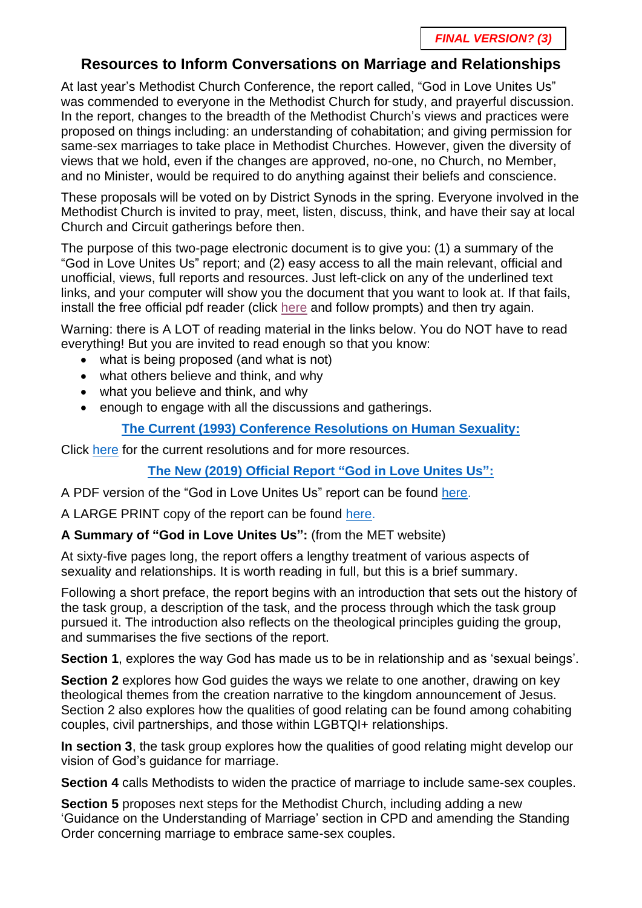*FINAL VERSION? (3)*

# Resources to Inform Conversations on Marriage and Relationships

At last year's Methodist Church Conference, the report called, "God in Love Unites Us" was commended to everyone in the Methodist Church for study, and prayerful discussion. In the report, changes to the breadth of the Methodist Church's views and practices were proposed on things including: an understanding of cohabitation; and giving permission for same-sex marriages to take place in Methodist Churches. However, given the diversity of views that we hold, even if the changes are approved, no-one, no Church, no Member, and no Minister, would be required to do anything against their beliefs and conscience.

These proposals will be voted on by District Synods in the spring. Everyone involved in the Methodist Church is invited to pray, meet, listen, discuss, think, and have their say at local Church and Circuit gatherings before then.

The purpose of this two-page electronic document is to give you: (1) a summary of the "God in Love Unites Us" report; and (2) easy access to all the main relevant, official and unofficial, views, full reports and resources. Just left-click on any of the underlined text links, and your computer will show you the document that you want to look at. If that fails, install the free official pdf reader (click here and follow prompts) and then try again.

Warning: there is A LOT of reading material in the links below. You do NOT have to read everything! But you are invited to read enough so that you know:

- what is being proposed (and what is not)
- what others believe and think, and why
- what you believe and think, and why
- enough to engage with all the discussions and gatherings.

## The Current (1993) Conference Resolutions on Human Sexuality:

Click here for the current resolutions and for more resources.

## The New (2019) Official Report "God in Love Unites Us":

A PDF version of the "God in Love Unites Us" report can be found here.

A LARGE PRINT copy of the report can be found here.

**A Summary of "God in Love Unites Us":** (from the MET website)

At sixty-five pages long, the report offers a lengthy treatment of various aspects of sexuality and relationships. It is worth reading in full, but this is a brief summary.

Following a short preface, the report begins with an introduction that sets out the history of the task group, a description of the task, and the process through which the task group pursued it. The introduction also reflects on the theological principles guiding the group, and summarises the five sections of the report.

**Section 1**, explores the way God has made us to be in relationship and as 'sexual beings'.

**Section 2** explores how God guides the ways we relate to one another, drawing on key theological themes from the creation narrative to the kingdom announcement of Jesus. Section 2 also explores how the qualities of good relating can be found among cohabiting couples, civil partnerships, and those within LGBTQI+ relationships.

**In section 3**, the task group explores how the qualities of good relating might develop our vision of God's guidance for marriage.

**Section 4** calls Methodists to widen the practice of marriage to include same-sex couples.

**Section 5** proposes next steps for the Methodist Church, including adding a new 'Guidance on the Understanding of Marriage' section in CPD and amending the Standing Order concerning marriage to embrace same-sex couples.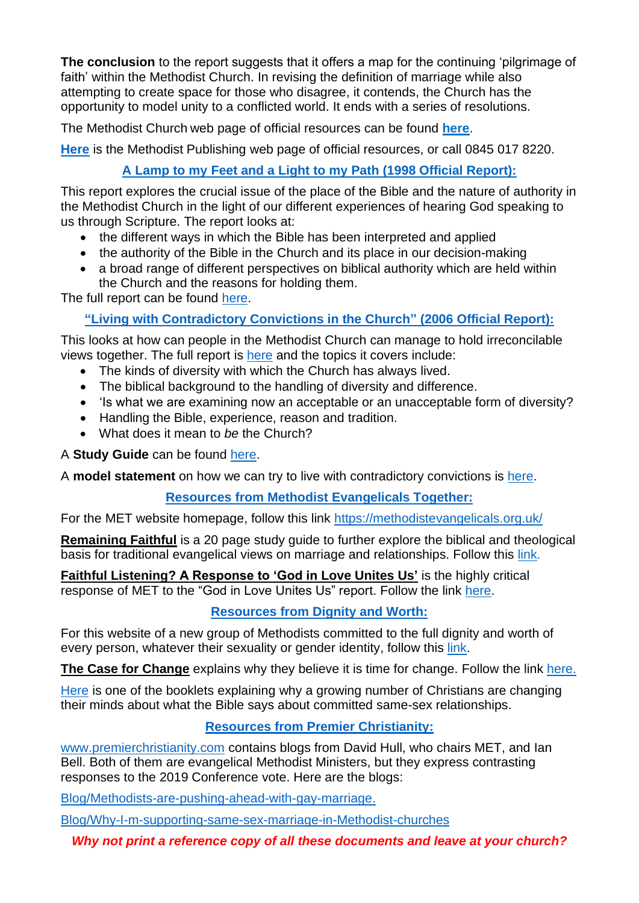**The conclusion** to the report suggests that it offers a map for the continuing 'pilgrimage of faith' within the Methodist Church. In revising the definition of marriage while also attempting to create space for those who disagree, it contends, the Church has the opportunity to model unity to a conflicted world. It ends with a series of resolutions.

The Methodist Church web page of official resources can be found **here**.

**Here** is the Methodist Publishing web page of official resources, or call 0845 017 8220.

### A Lamp to my Feet and a Light to my Path (1998 Official Report):

This report explores the crucial issue of the place of the Bible and the nature of authority in the Methodist Church in the light of our different experiences of hearing God speaking to us through Scripture. The report looks at:

- the different ways in which the Bible has been interpreted and applied
- the authority of the Bible in the Church and its place in our decision-making
- a broad range of different perspectives on biblical authority which are held within the Church and the reasons for holding them.

The full report can be found here.

### "Living with Contradictory Convictions in the Church" (2006 Official Report):

This looks at how can people in the Methodist Church can manage to hold irreconcilable views together. The full report is here and the topics it covers include:

- The kinds of diversity with which the Church has always lived.
- The biblical background to the handling of diversity and difference.
- 'Is what we are examining now an acceptable or an unacceptable form of diversity?
- Handling the Bible, experience, reason and tradition.
- What does it mean to *be* the Church?

A **Study Guide** can be found here.

A **model statement** on how we can try to live with contradictory convictions is here.

### Resources from Methodist Evangelicals Together:

For the MET website homepage, follow this link https://methodistevangelicals.org.uk/

**Remaining Faithful** is a 20 page study guide to further explore the biblical and theological basis for traditional evangelical views on marriage and relationships. Follow this link.

**Faithful Listening? A Response to 'God in Love Unites Us'** is the highly critical response of MET to the "God in Love Unites Us" report. Follow the link here.

### Resources from Dignity and Worth:

For this website of a new group of Methodists committed to the full dignity and worth of every person, whatever their sexuality or gender identity, follow this link.

**The Case for Change** explains why they believe it is time for change. Follow the link here.

Here is one of the booklets explaining why a growing number of Christians are changing their minds about what the Bible says about committed same-sex relationships.

### Resources from Premier Christianity:

www.premierchristianity.com contains blogs from David Hull, who chairs MET, and Ian Bell. Both of them are evangelical Methodist Ministers, but they express contrasting responses to the 2019 Conference vote. Here are the blogs:

Blog/Methodists-are-pushing-ahead-with-gay-marriage.

Blog/Why-I-m-supporting-same-sex-marriage-in-Methodist-churches

***Why not print a reference copy of all these documents and leave at your church?***